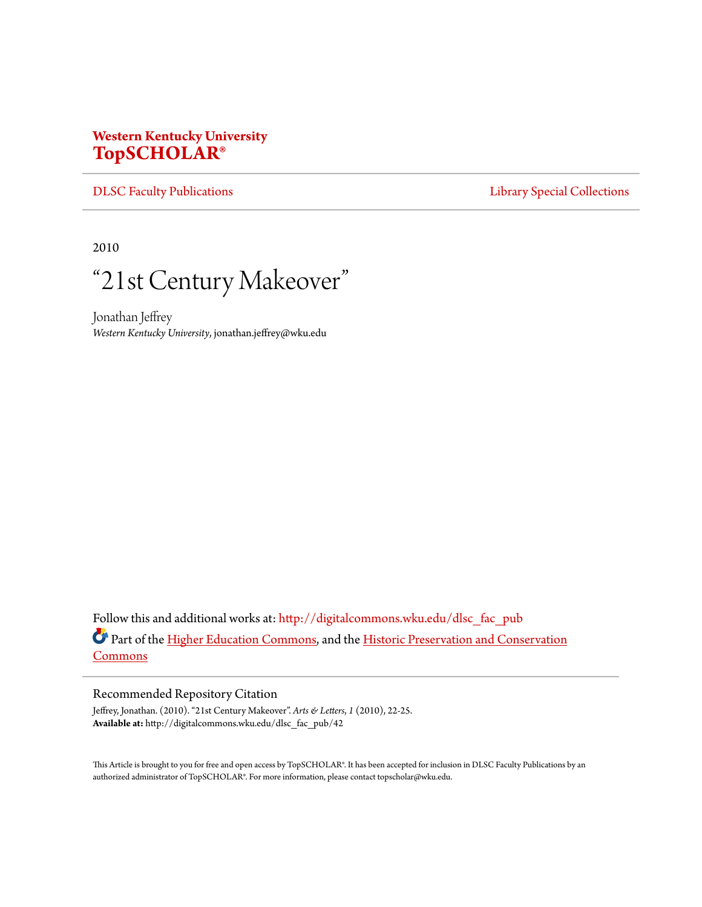**Western Kentucky University**
**TopSCHOLAR®**

DLSC Faculty Publications | Library Special Collections

2010

# "21st Century Makeover"

Jonathan Jeffrey
*Western Kentucky University*, jonathan.jeffrey@wku.edu

Follow this and additional works at: http://digitalcommons.wku.edu/dlsc_fac_pub

Part of the Higher Education Commons, and the Historic Preservation and Conservation Commons

## Recommended Repository Citation

Jeffrey, Jonathan. (2010). "21st Century Makeover". *Arts & Letters*, *1* (2010), 22-25.
**Available at:** http://digitalcommons.wku.edu/dlsc_fac_pub/42

This Article is brought to you for free and open access by TopSCHOLAR®. It has been accepted for inclusion in DLSC Faculty Publications by an authorized administrator of TopSCHOLAR®. For more information, please contact topscholar@wku.edu.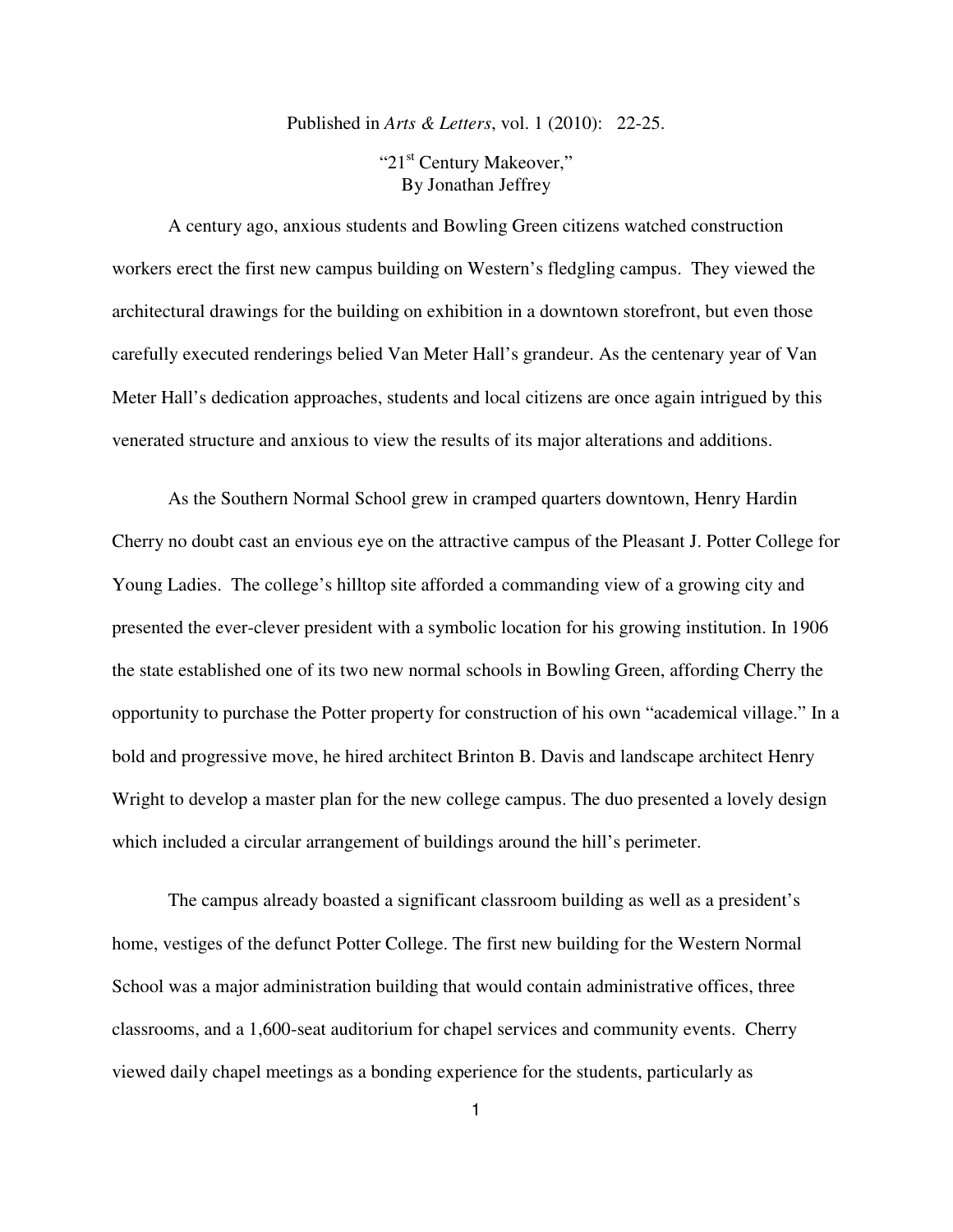Published in *Arts & Letters*, vol. 1 (2010): 22-25.

"21st Century Makeover,"
By Jonathan Jeffrey

A century ago, anxious students and Bowling Green citizens watched construction workers erect the first new campus building on Western's fledgling campus. They viewed the architectural drawings for the building on exhibition in a downtown storefront, but even those carefully executed renderings belied Van Meter Hall's grandeur. As the centenary year of Van Meter Hall's dedication approaches, students and local citizens are once again intrigued by this venerated structure and anxious to view the results of its major alterations and additions.

As the Southern Normal School grew in cramped quarters downtown, Henry Hardin Cherry no doubt cast an envious eye on the attractive campus of the Pleasant J. Potter College for Young Ladies. The college's hilltop site afforded a commanding view of a growing city and presented the ever-clever president with a symbolic location for his growing institution. In 1906 the state established one of its two new normal schools in Bowling Green, affording Cherry the opportunity to purchase the Potter property for construction of his own "academical village." In a bold and progressive move, he hired architect Brinton B. Davis and landscape architect Henry Wright to develop a master plan for the new college campus. The duo presented a lovely design which included a circular arrangement of buildings around the hill's perimeter.

The campus already boasted a significant classroom building as well as a president's home, vestiges of the defunct Potter College. The first new building for the Western Normal School was a major administration building that would contain administrative offices, three classrooms, and a 1,600-seat auditorium for chapel services and community events. Cherry viewed daily chapel meetings as a bonding experience for the students, particularly as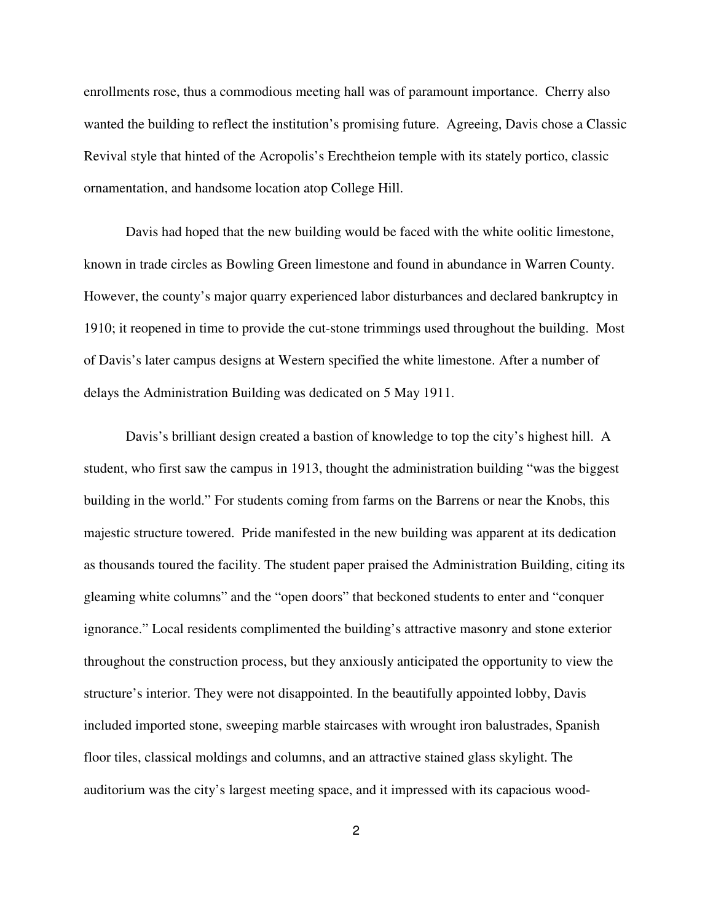enrollments rose, thus a commodious meeting hall was of paramount importance. Cherry also wanted the building to reflect the institution's promising future. Agreeing, Davis chose a Classic Revival style that hinted of the Acropolis's Erechtheion temple with its stately portico, classic ornamentation, and handsome location atop College Hill.

Davis had hoped that the new building would be faced with the white oolitic limestone, known in trade circles as Bowling Green limestone and found in abundance in Warren County. However, the county's major quarry experienced labor disturbances and declared bankruptcy in 1910; it reopened in time to provide the cut-stone trimmings used throughout the building. Most of Davis's later campus designs at Western specified the white limestone. After a number of delays the Administration Building was dedicated on 5 May 1911.

Davis's brilliant design created a bastion of knowledge to top the city's highest hill. A student, who first saw the campus in 1913, thought the administration building "was the biggest building in the world." For students coming from farms on the Barrens or near the Knobs, this majestic structure towered. Pride manifested in the new building was apparent at its dedication as thousands toured the facility. The student paper praised the Administration Building, citing its gleaming white columns" and the "open doors" that beckoned students to enter and "conquer ignorance." Local residents complimented the building's attractive masonry and stone exterior throughout the construction process, but they anxiously anticipated the opportunity to view the structure's interior. They were not disappointed. In the beautifully appointed lobby, Davis included imported stone, sweeping marble staircases with wrought iron balustrades, Spanish floor tiles, classical moldings and columns, and an attractive stained glass skylight. The auditorium was the city's largest meeting space, and it impressed with its capacious wood-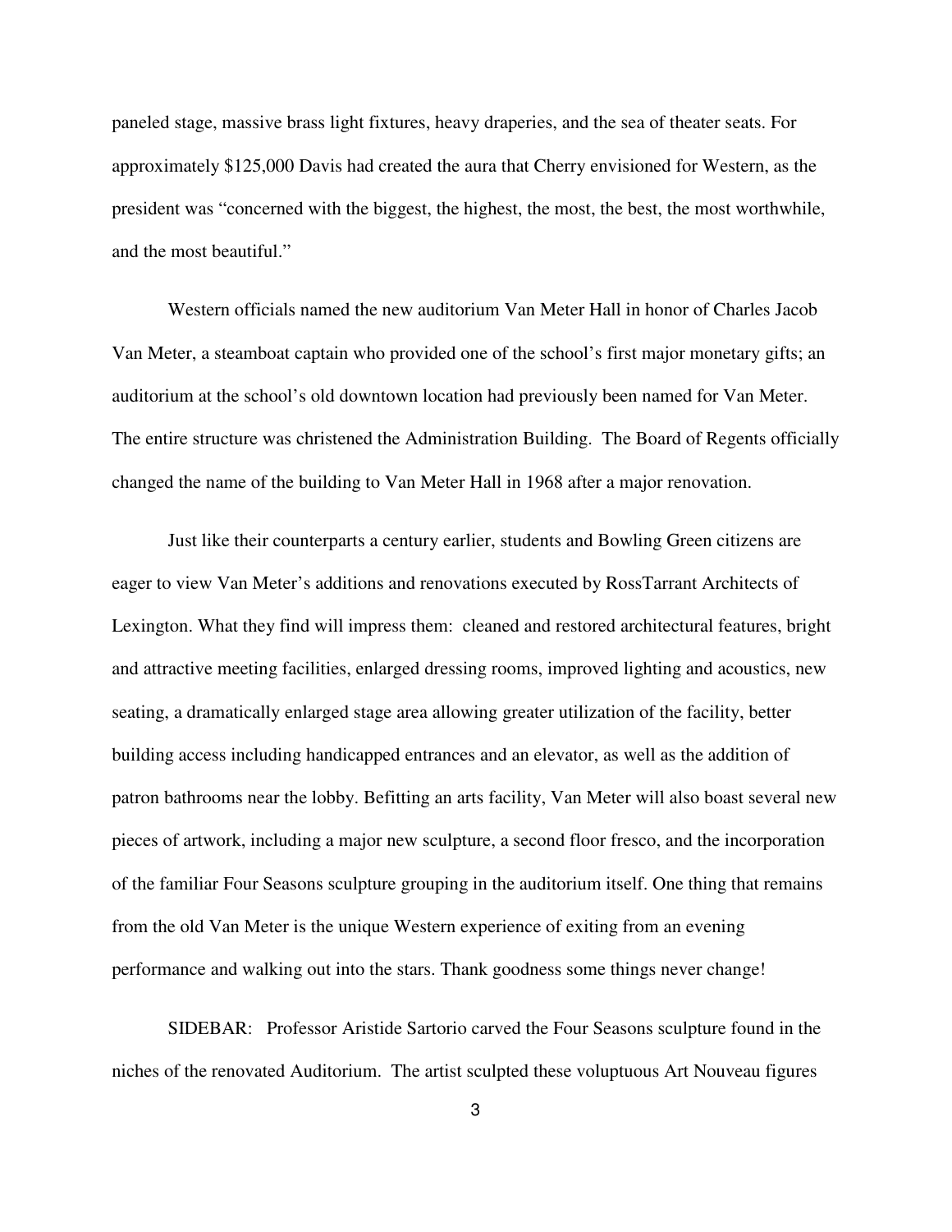paneled stage, massive brass light fixtures, heavy draperies, and the sea of theater seats. For approximately $125,000 Davis had created the aura that Cherry envisioned for Western, as the president was "concerned with the biggest, the highest, the most, the best, the most worthwhile, and the most beautiful."

Western officials named the new auditorium Van Meter Hall in honor of Charles Jacob Van Meter, a steamboat captain who provided one of the school's first major monetary gifts; an auditorium at the school's old downtown location had previously been named for Van Meter. The entire structure was christened the Administration Building. The Board of Regents officially changed the name of the building to Van Meter Hall in 1968 after a major renovation.

Just like their counterparts a century earlier, students and Bowling Green citizens are eager to view Van Meter's additions and renovations executed by RossTarrant Architects of Lexington. What they find will impress them: cleaned and restored architectural features, bright and attractive meeting facilities, enlarged dressing rooms, improved lighting and acoustics, new seating, a dramatically enlarged stage area allowing greater utilization of the facility, better building access including handicapped entrances and an elevator, as well as the addition of patron bathrooms near the lobby. Befitting an arts facility, Van Meter will also boast several new pieces of artwork, including a major new sculpture, a second floor fresco, and the incorporation of the familiar Four Seasons sculpture grouping in the auditorium itself. One thing that remains from the old Van Meter is the unique Western experience of exiting from an evening performance and walking out into the stars. Thank goodness some things never change!

SIDEBAR: Professor Aristide Sartorio carved the Four Seasons sculpture found in the niches of the renovated Auditorium. The artist sculpted these voluptuous Art Nouveau figures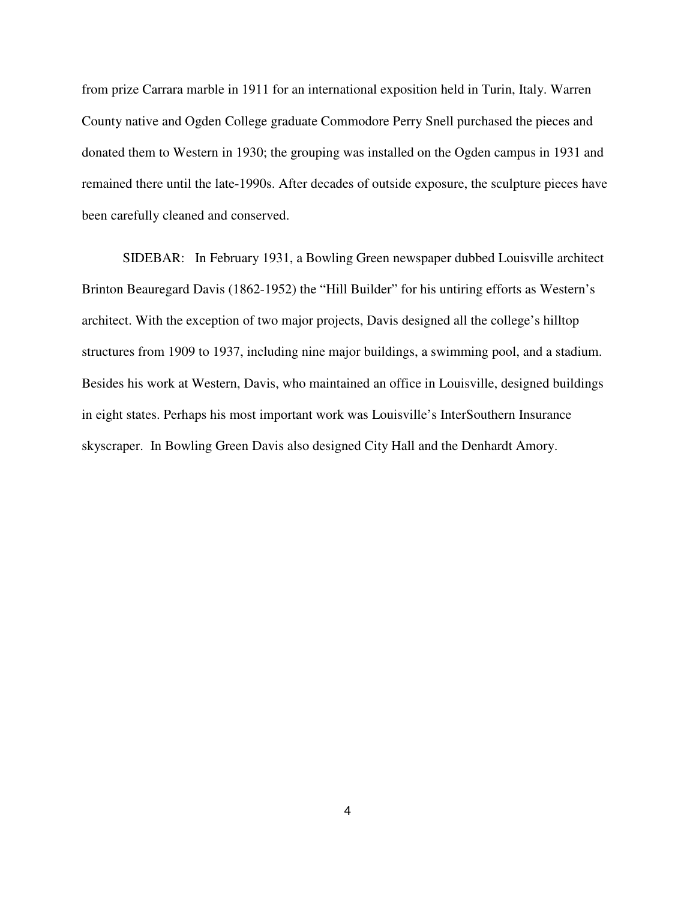from prize Carrara marble in 1911 for an international exposition held in Turin, Italy. Warren County native and Ogden College graduate Commodore Perry Snell purchased the pieces and donated them to Western in 1930; the grouping was installed on the Ogden campus in 1931 and remained there until the late-1990s. After decades of outside exposure, the sculpture pieces have been carefully cleaned and conserved.

SIDEBAR: In February 1931, a Bowling Green newspaper dubbed Louisville architect Brinton Beauregard Davis (1862-1952) the "Hill Builder" for his untiring efforts as Western's architect. With the exception of two major projects, Davis designed all the college's hilltop structures from 1909 to 1937, including nine major buildings, a swimming pool, and a stadium. Besides his work at Western, Davis, who maintained an office in Louisville, designed buildings in eight states. Perhaps his most important work was Louisville's InterSouthern Insurance skyscraper. In Bowling Green Davis also designed City Hall and the Denhardt Amory.